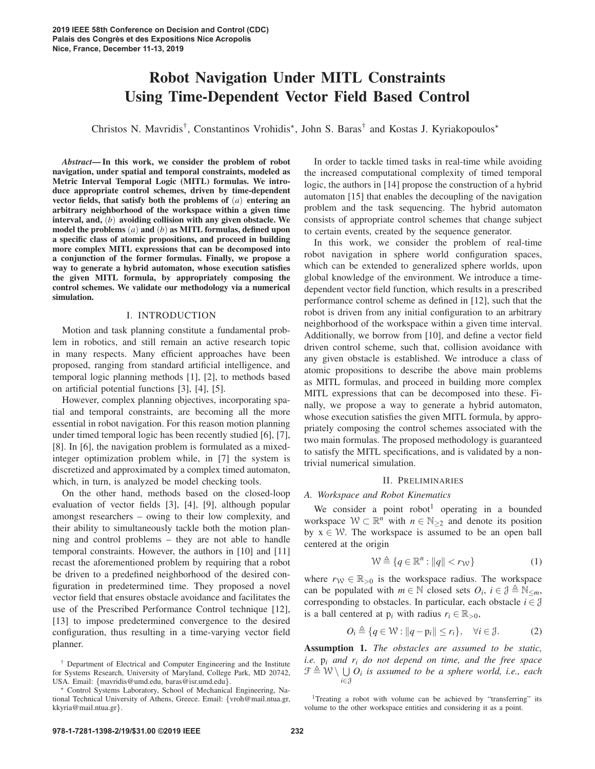# Robot Navigation Under MITL Constraints Using Time-Dependent Vector Field Based Control

Christos N. Mavridis[†], Constantinos Vrohidis[⋆], John S. Baras[†] and Kostas J. Kyriakopoulos[⋆]

***Abstract*— In this work, we consider the problem of robot navigation, under spatial and temporal constraints, modeled as Metric Interval Temporal Logic (MITL) formulas. We introduce appropriate control schemes, driven by time-dependent vector fields, that satisfy both the problems of $(a)$ entering an arbitrary neighborhood of the workspace within a given time interval, and, $(b)$ avoiding collision with any given obstacle. We model the problems $(a)$ and $(b)$ as MITL formulas, defined upon a specific class of atomic propositions, and proceed in building more complex MITL expressions that can be decomposed into a conjunction of the former formulas. Finally, we propose a way to generate a hybrid automaton, whose execution satisfies the given MITL formula, by appropriately composing the control schemes. We validate our methodology via a numerical simulation.**

## I. INTRODUCTION

Motion and task planning constitute a fundamental problem in robotics, and still remain an active research topic in many respects. Many efficient approaches have been proposed, ranging from standard artificial intelligence, and temporal logic planning methods [1], [2], to methods based on artificial potential functions [3], [4], [5].

However, complex planning objectives, incorporating spatial and temporal constraints, are becoming all the more essential in robot navigation. For this reason motion planning under timed temporal logic has been recently studied [6], [7], [8]. In [6], the navigation problem is formulated as a mixed-integer optimization problem while, in [7] the system is discretized and approximated by a complex timed automaton, which, in turn, is analyzed be model checking tools.

On the other hand, methods based on the closed-loop evaluation of vector fields [3], [4], [9], although popular amongst researchers – owing to their low complexity, and their ability to simultaneously tackle both the motion planning and control problems – they are not able to handle temporal constraints. However, the authors in [10] and [11] recast the aforementioned problem by requiring that a robot be driven to a predefined neighborhood of the desired configuration in predetermined time. They proposed a novel vector field that ensures obstacle avoidance and facilitates the use of the Prescribed Performance Control technique [12], [13] to impose predetermined convergence to the desired configuration, thus resulting in a time-varying vector field planner.

In order to tackle timed tasks in real-time while avoiding the increased computational complexity of timed temporal logic, the authors in [14] propose the construction of a hybrid automaton [15] that enables the decoupling of the navigation problem and the task sequencing. The hybrid automaton consists of appropriate control schemes that change subject to certain events, created by the sequence generator.

In this work, we consider the problem of real-time robot navigation in sphere world configuration spaces, which can be extended to generalized sphere worlds, upon global knowledge of the environment. We introduce a time-dependent vector field function, which results in a prescribed performance control scheme as defined in [12], such that the robot is driven from any initial configuration to an arbitrary neighborhood of the workspace within a given time interval. Additionally, we borrow from [10], and define a vector field driven control scheme, such that, collision avoidance with any given obstacle is established. We introduce a class of atomic propositions to describe the above main problems as MITL formulas, and proceed in building more complex MITL expressions that can be decomposed into these. Finally, we propose a way to generate a hybrid automaton, whose execution satisfies the given MITL formula, by appropriately composing the control schemes associated with the two main formulas. The proposed methodology is guaranteed to satisfy the MITL specifications, and is validated by a non-trivial numerical simulation.

## II. PRELIMINARIES

### A. Workspace and Robot Kinematics

We consider a point robot[1] operating in a bounded workspace $\mathcal{W} \subset \mathbb{R}^n$ with $n \in \mathbb{N}_{\geq 2}$ and denote its position by $\mathrm{x} \in \mathcal{W}$. The workspace is assumed to be an open ball centered at the origin

$$\mathcal{W} \triangleq \{q \in \mathbb{R}^n : \|q\| < r_{\mathcal{W}}\} \tag{1}$$

where $r_{\mathcal{W}} \in \mathbb{R}_{>0}$ is the workspace radius. The workspace can be populated with $m \in \mathbb{N}$ closed sets $O_i$, $i \in \mathcal{J} \triangleq \mathbb{N}_{\leq m}$, corresponding to obstacles. In particular, each obstacle $i \in \mathcal{J}$ is a ball centered at $\mathrm{p}_i$ with radius $r_i \in \mathbb{R}_{>0}$,

$$O_i \triangleq \{q \in \mathcal{W} : \|q - \mathrm{p}_i\| \leq r_i\}, \quad \forall i \in \mathcal{J}. \tag{2}$$

**Assumption 1.** *The obstacles are assumed to be static, i.e.* $\mathrm{p}_i$ *and* $r_i$ *do not depend on time, and the free space* $\mathcal{F} \triangleq \mathcal{W} \setminus \bigcup_{i \in \mathcal{J}} O_i$ *is assumed to be a sphere world, i.e., each*

[†] Department of Electrical and Computer Engineering and the Institute for Systems Research, University of Maryland, College Park, MD 20742, USA. Email: {mavridis@umd.edu, baras@isr.umd.edu}.

[⋆] Control Systems Laboratory, School of Mechanical Engineering, National Technical University of Athens, Greece. Email: {vroh@mail.ntua.gr, kkyria@mail.ntua.gr}.

[1] Treating a robot with volume can be achieved by "transferring" its volume to the other workspace entities and considering it as a point.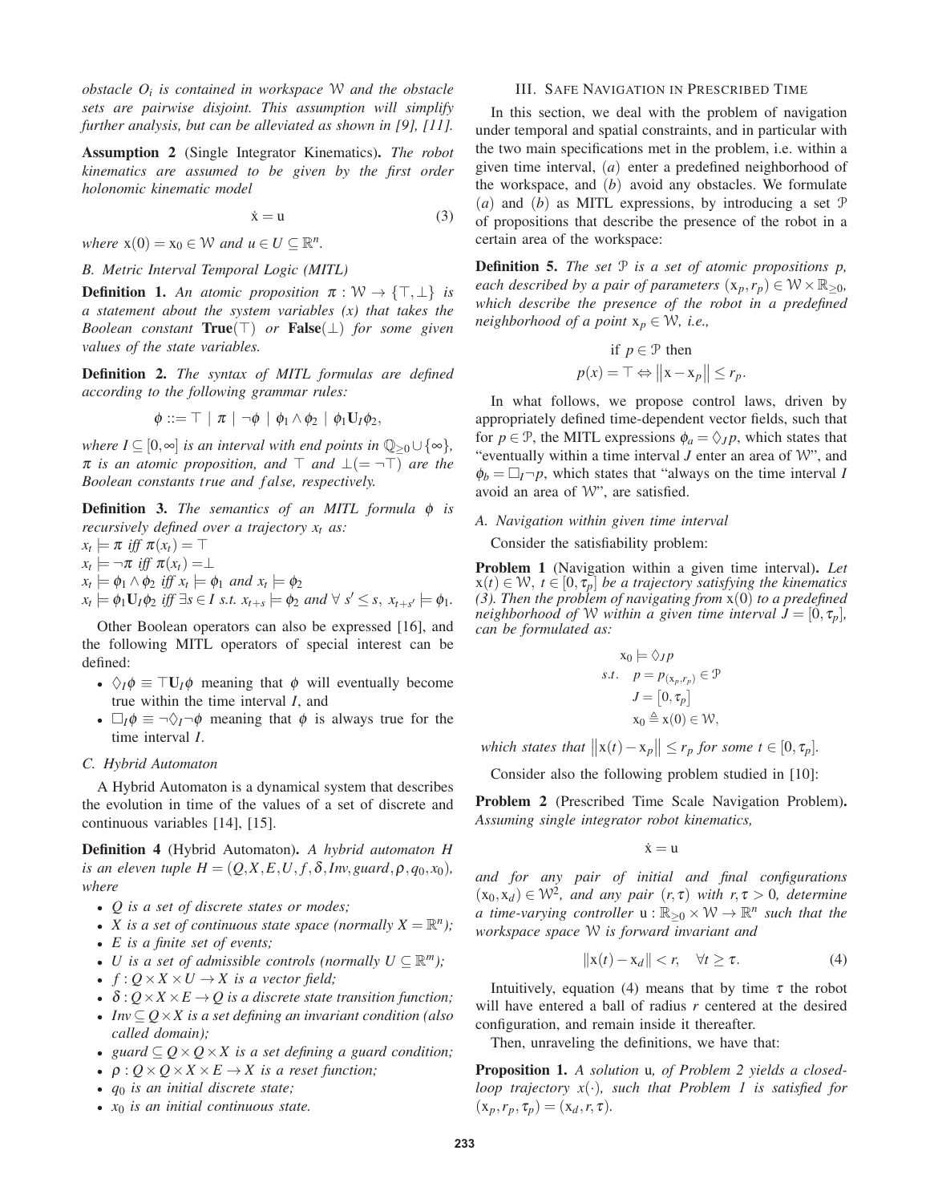*obstacle $O_i$ is contained in workspace $\mathcal{W}$ and the obstacle sets are pairwise disjoint. This assumption will simplify further analysis, but can be alleviated as shown in [9], [11].*

**Assumption 2** (Single Integrator Kinematics)**.** *The robot kinematics are assumed to be given by the first order holonomic kinematic model*

$$\dot{\mathrm{x}} = \mathrm{u} \tag{3}$$

*where $\mathrm{x}(0) = \mathrm{x}_0 \in \mathcal{W}$ and $u \in U \subseteq \mathbb{R}^n$.*

### B. Metric Interval Temporal Logic (MITL)

**Definition 1.** *An atomic proposition $\pi : \mathcal{W} \to \{\top, \bot\}$ is a statement about the system variables (x) that takes the Boolean constant* **True**$(\top)$ *or* **False**$(\bot)$ *for some given values of the state variables.*

**Definition 2.** *The syntax of MITL formulas are defined according to the following grammar rules:*

$$\phi ::= \top \mid \pi \mid \neg\phi \mid \phi_1 \wedge \phi_2 \mid \phi_1 \mathbf{U}_I \phi_2,$$

*where $I \subseteq [0, \infty]$ is an interval with end points in $\mathbb{Q}_{\geq 0} \cup \{\infty\}$, $\pi$ is an atomic proposition, and $\top$ and $\bot (= \neg\top)$ are the Boolean constants $true$ and $false$, respectively.*

**Definition 3.** *The semantics of an MITL formula $\phi$ is recursively defined over a trajectory $x_t$ as:*

$x_t \models \pi$ *iff* $\pi(x_t) = \top$
$x_t \models \neg\pi$ *iff* $\pi(x_t) = \bot$
$x_t \models \phi_1 \wedge \phi_2$ *iff* $x_t \models \phi_1$ *and* $x_t \models \phi_2$
$x_t \models \phi_1 \mathbf{U}_I \phi_2$ *iff* $\exists s \in I$ *s.t.* $x_{t+s} \models \phi_2$ *and* $\forall\, s' \leq s,\ x_{t+s'} \models \phi_1$.

Other Boolean operators can also be expressed [16], and the following MITL operators of special interest can be defined:

- $\Diamond_I \phi \equiv \top \mathbf{U}_I \phi$ meaning that $\phi$ will eventually become true within the time interval $I$, and
- $\Box_I \phi \equiv \neg\Diamond_I \neg\phi$ meaning that $\phi$ is always true for the time interval $I$.

### C. Hybrid Automaton

A Hybrid Automaton is a dynamical system that describes the evolution in time of the values of a set of discrete and continuous variables [14], [15].

**Definition 4** (Hybrid Automaton)**.** *A hybrid automaton $H$ is an eleven tuple $H = (Q, X, E, U, f, \delta, Inv, guard, \rho, q_0, x_0)$, where*

- *$Q$ is a set of discrete states or modes;*
- *$X$ is a set of continuous state space (normally $X = \mathbb{R}^n$);*
- *$E$ is a finite set of events;*
- *$U$ is a set of admissible controls (normally $U \subseteq \mathbb{R}^m$);*
- *$f : Q \times X \times U \to X$ is a vector field;*
- *$\delta : Q \times X \times E \to Q$ is a discrete state transition function;*
- *$Inv \subseteq Q \times X$ is a set defining an invariant condition (also called domain);*
- *$guard \subseteq Q \times Q \times X$ is a set defining a guard condition;*
- *$\rho : Q \times Q \times X \times E \to X$ is a reset function;*
- *$q_0$ is an initial discrete state;*
- *$x_0$ is an initial continuous state.*

## III. Safe Navigation in Prescribed Time

In this section, we deal with the problem of navigation under temporal and spatial constraints, and in particular with the two main specifications met in the problem, i.e. within a given time interval, $(a)$ enter a predefined neighborhood of the workspace, and $(b)$ avoid any obstacles. We formulate $(a)$ and $(b)$ as MITL expressions, by introducing a set $\mathcal{P}$ of propositions that describe the presence of the robot in a certain area of the workspace:

**Definition 5.** *The set $\mathcal{P}$ is a set of atomic propositions $p$, each described by a pair of parameters $(\mathrm{x}_p, r_p) \in \mathcal{W} \times \mathbb{R}_{\geq 0}$, which describe the presence of the robot in a predefined neighborhood of a point $\mathrm{x}_p \in \mathcal{W}$, i.e.,*

$$\text{if } p \in \mathcal{P} \text{ then}$$
$$p(x) = \top \Leftrightarrow \left\|\mathrm{x} - \mathrm{x}_p\right\| \leq r_p.$$

In what follows, we propose control laws, driven by appropriately defined time-dependent vector fields, such that for $p \in \mathcal{P}$, the MITL expressions $\phi_a = \Diamond_J p$, which states that "eventually within a time interval $J$ enter an area of $\mathcal{W}$", and $\phi_b = \Box_I \neg p$, which states that "always on the time interval $I$ avoid an area of $\mathcal{W}$", are satisfied.

### A. Navigation within given time interval

Consider the satisfiability problem:

**Problem 1** (Navigation within a given time interval)**.** *Let $\mathrm{x}(t) \in \mathcal{W}$, $t \in [0, \tau_p]$ be a trajectory satisfying the kinematics (3). Then the problem of navigating from $\mathrm{x}(0)$ to a predefined neighborhood of $\mathcal{W}$ within a given time interval $J = [0, \tau_p]$, can be formulated as:*

$$\begin{aligned} &\mathrm{x}_0 \models \Diamond_J p \\ s.t.\quad &p = p_{(\mathrm{x}_p, r_p)} \in \mathcal{P} \\ &J = [0, \tau_p] \\ &\mathrm{x}_0 \triangleq \mathrm{x}(0) \in \mathcal{W}, \end{aligned}$$

*which states that $\left\|\mathrm{x}(t) - \mathrm{x}_p\right\| \leq r_p$ for some $t \in [0, \tau_p]$.*

Consider also the following problem studied in [10]:

**Problem 2** (Prescribed Time Scale Navigation Problem)**.** *Assuming single integrator robot kinematics,*

$$\dot{\mathrm{x}} = \mathrm{u}$$

*and for any pair of initial and final configurations $(\mathrm{x}_0, \mathrm{x}_d) \in \mathcal{W}^2$, and any pair $(r, \tau)$ with $r, \tau > 0$, determine a time-varying controller $\mathrm{u} : \mathbb{R}_{\geq 0} \times \mathcal{W} \to \mathbb{R}^n$ such that the workspace space $\mathcal{W}$ is forward invariant and*

$$\|\mathrm{x}(t) - \mathrm{x}_d\| < r, \quad \forall t \geq \tau. \tag{4}$$

Intuitively, equation (4) means that by time $\tau$ the robot will have entered a ball of radius $r$ centered at the desired configuration, and remain inside it thereafter.

Then, unraveling the definitions, we have that:

**Proposition 1.** *A solution $\mathrm{u}$, of Problem 2 yields a closed-loop trajectory $x(\cdot)$, such that Problem 1 is satisfied for $(\mathrm{x}_p, r_p, \tau_p) = (\mathrm{x}_d, r, \tau)$.*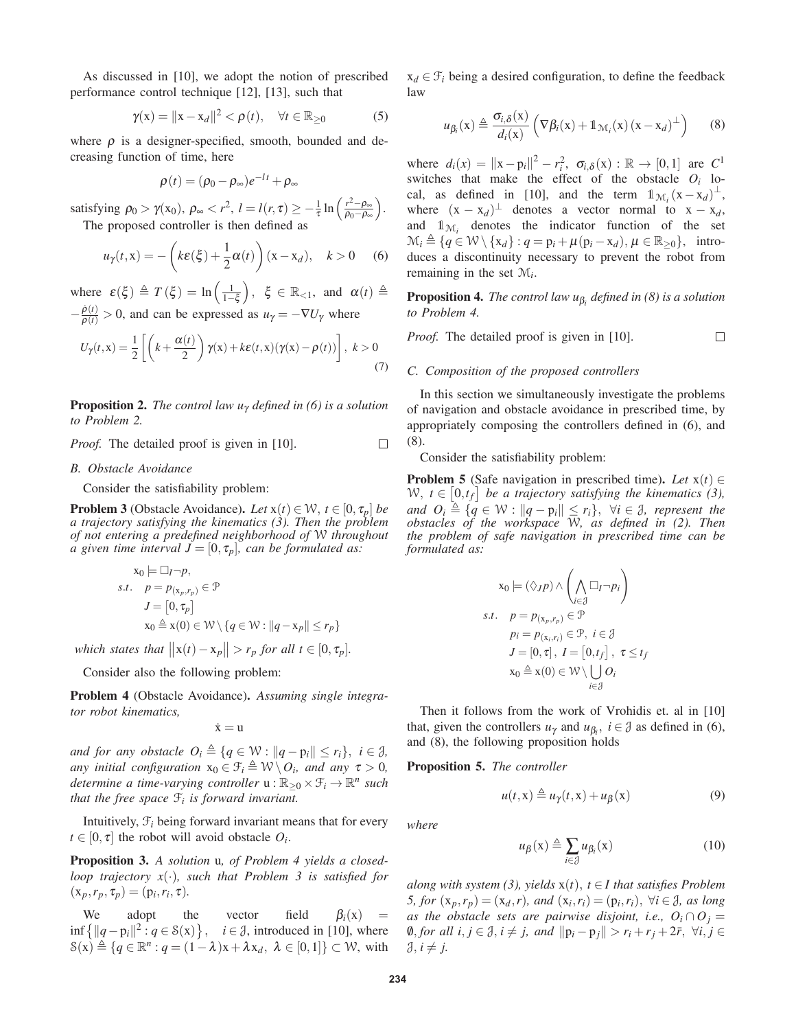As discussed in [10], we adopt the notion of prescribed performance control technique [12], [13], such that

$$\gamma(\mathrm{x}) = \|\mathrm{x} - \mathrm{x}_d\|^2 < \rho(t), \quad \forall t \in \mathbb{R}_{\geq 0} \tag{5}$$

where $\rho$ is a designer-specified, smooth, bounded and decreasing function of time, here

$$\rho(t) = (\rho_0 - \rho_\infty)e^{-lt} + \rho_\infty$$

satisfying $\rho_0 > \gamma(\mathrm{x}_0)$, $\rho_\infty < r^2$, $l = l(r,\tau) \geq -\frac{1}{\tau}\ln\left(\frac{r^2-\rho_\infty}{\rho_0-\rho_\infty}\right)$.

The proposed controller is then defined as

$$u_\gamma(t,\mathrm{x}) = -\left(k\varepsilon(\xi) + \frac{1}{2}\alpha(t)\right)(\mathrm{x} - \mathrm{x}_d), \quad k > 0 \tag{6}$$

where $\varepsilon(\xi) \triangleq T(\xi) = \ln\left(\frac{1}{1-\xi}\right)$, $\xi \in \mathbb{R}_{<1}$, and $\alpha(t) \triangleq -\frac{\dot{\rho}(t)}{\rho(t)} > 0$, and can be expressed as $u_\gamma = -\nabla U_\gamma$ where

$$U_\gamma(t,\mathrm{x}) = \frac{1}{2}\left[\left(k + \frac{\alpha(t)}{2}\right)\gamma(\mathrm{x}) + k\varepsilon(t,\mathrm{x})(\gamma(\mathrm{x}) - \rho(t))\right], \; k > 0 \tag{7}$$

**Proposition 2.** *The control law $u_\gamma$ defined in (6) is a solution to Problem 2.*

*Proof.* The detailed proof is given in [10]. □

### B. Obstacle Avoidance

Consider the satisfiability problem:

**Problem 3** (Obstacle Avoidance)**.** *Let $\mathrm{x}(t) \in \mathcal{W}$, $t \in [0, \tau_p]$ be a trajectory satisfying the kinematics (3). Then the problem of not entering a predefined neighborhood of $\mathcal{W}$ throughout a given time interval $J = [0, \tau_p]$, can be formulated as:*

$$\begin{aligned}
&\mathrm{x}_0 \models \Box_I \neg p, \\
s.t. \quad & p = p_{(\mathrm{x}_p, r_p)} \in \mathcal{P} \\
& J = [0, \tau_p] \\
& \mathrm{x}_0 \triangleq \mathrm{x}(0) \in \mathcal{W} \setminus \{q \in \mathcal{W} : \|q - \mathrm{x}_p\| \leq r_p\}
\end{aligned}$$

*which states that $\|\mathrm{x}(t) - \mathrm{x}_p\| > r_p$ for all $t \in [0, \tau_p]$.*

Consider also the following problem:

**Problem 4** (Obstacle Avoidance)**.** *Assuming single integrator robot kinematics,*

$$\dot{\mathrm{x}} = \mathrm{u}$$

*and for any obstacle $O_i \triangleq \{q \in \mathcal{W} : \|q - \mathrm{p}_i\| \leq r_i\}$, $i \in \mathcal{J}$, any initial configuration $\mathrm{x}_0 \in \mathcal{F}_i \triangleq \mathcal{W} \setminus O_i$, and any $\tau > 0$, determine a time-varying controller $\mathrm{u} : \mathbb{R}_{\geq 0} \times \mathcal{F}_i \to \mathbb{R}^n$ such that the free space $\mathcal{F}_i$ is forward invariant.*

Intuitively, $\mathcal{F}_i$ being forward invariant means that for every $t \in [0, \tau]$ the robot will avoid obstacle $O_i$.

**Proposition 3.** *A solution* u*, of Problem 4 yields a closed-loop trajectory $x(\cdot)$, such that Problem 3 is satisfied for $(\mathrm{x}_p, r_p, \tau_p) = (\mathrm{p}_i, r_i, \tau)$.*

We adopt the vector field $\beta_i(\mathrm{x}) = \inf\{\|q - \mathrm{p}_i\|^2 : q \in \mathcal{S}(\mathrm{x})\}$, $i \in \mathcal{J}$, introduced in [10], where $\mathcal{S}(\mathrm{x}) \triangleq \{q \in \mathbb{R}^n : q = (1-\lambda)\mathrm{x} + \lambda \mathrm{x}_d, \; \lambda \in [0,1]\} \subset \mathcal{W}$, with $\mathrm{x}_d \in \mathcal{F}_i$ being a desired configuration, to define the feedback law

$$u_{\beta_i}(\mathrm{x}) \triangleq \frac{\sigma_{i,\delta}(\mathrm{x})}{d_i(\mathrm{x})}\left(\nabla\beta_i(\mathrm{x}) + \mathbb{1}_{\mathcal{M}_i}(\mathrm{x})(\mathrm{x} - \mathrm{x}_d)^\perp\right) \tag{8}$$

where $d_i(x) = \|\mathrm{x} - \mathrm{p}_i\|^2 - r_i^2$, $\sigma_{i,\delta}(\mathrm{x}) : \mathbb{R} \to [0,1]$ are $C^1$ switches that make the effect of the obstacle $O_i$ local, as defined in [10], and the term $\mathbb{1}_{\mathcal{M}_i}(\mathrm{x} - \mathrm{x}_d)^\perp$, where $(\mathrm{x} - \mathrm{x}_d)^\perp$ denotes a vector normal to $\mathrm{x} - \mathrm{x}_d$, and $\mathbb{1}_{\mathcal{M}_i}$ denotes the indicator function of the set $\mathcal{M}_i \triangleq \{q \in \mathcal{W} \setminus \{\mathrm{x}_d\} : q = \mathrm{p}_i + \mu(\mathrm{p}_i - \mathrm{x}_d), \mu \in \mathbb{R}_{\geq 0}\}$, introduces a discontinuity necessary to prevent the robot from remaining in the set $\mathcal{M}_i$.

**Proposition 4.** *The control law $u_{\beta_i}$ defined in (8) is a solution to Problem 4.*

*Proof.* The detailed proof is given in [10]. □

### C. Composition of the proposed controllers

In this section we simultaneously investigate the problems of navigation and obstacle avoidance in prescribed time, by appropriately composing the controllers defined in (6), and (8).

Consider the satisfiability problem:

**Problem 5** (Safe navigation in prescribed time)**.** *Let $\mathrm{x}(t) \in \mathcal{W}$, $t \in [0, t_f]$ be a trajectory satisfying the kinematics (3), and $O_i \triangleq \{q \in \mathcal{W} : \|q - \mathrm{p}_i\| \leq r_i\}$, $\forall i \in \mathcal{J}$, represent the obstacles of the workspace $\mathcal{W}$, as defined in (2). Then the problem of safe navigation in prescribed time can be formulated as:*

$$\begin{aligned}
&\mathrm{x}_0 \models (\Diamond_J p) \wedge \left(\bigwedge_{i \in \mathcal{J}} \Box_I \neg p_i\right) \\
s.t. \quad & p = p_{(\mathrm{x}_p, r_p)} \in \mathcal{P} \\
& p_i = p_{(\mathrm{x}_i, r_i)} \in \mathcal{P}, \; i \in \mathcal{J} \\
& J = [0, \tau], \; I = [0, t_f], \; \tau \leq t_f \\
& \mathrm{x}_0 \triangleq \mathrm{x}(0) \in \mathcal{W} \setminus \bigcup_{i \in \mathcal{J}} O_i
\end{aligned}$$

Then it follows from the work of Vrohidis et. al in [10] that, given the controllers $u_\gamma$ and $u_{\beta_i}$, $i \in \mathcal{J}$ as defined in (6), and (8), the following proposition holds

**Proposition 5.** *The controller*

$$u(t,\mathrm{x}) \triangleq u_\gamma(t,\mathrm{x}) + u_\beta(\mathrm{x}) \tag{9}$$

*where*

$$u_\beta(\mathrm{x}) \triangleq \sum_{i \in \mathcal{J}} u_{\beta_i}(\mathrm{x}) \tag{10}$$

*along with system (3), yields $\mathrm{x}(t)$, $t \in I$ that satisfies Problem 5, for $(\mathrm{x}_p, r_p) = (\mathrm{x}_d, r)$, and $(\mathrm{x}_i, r_i) = (\mathrm{p}_i, r_i)$, $\forall i \in \mathcal{J}$, as long as the obstacle sets are pairwise disjoint, i.e., $O_i \cap O_j = \emptyset$, for all $i, j \in \mathcal{J}$, $i \neq j$, and $\|\mathrm{p}_i - \mathrm{p}_j\| > r_i + r_j + 2\bar{r}$, $\forall i, j \in \mathcal{J}$, $i \neq j$.*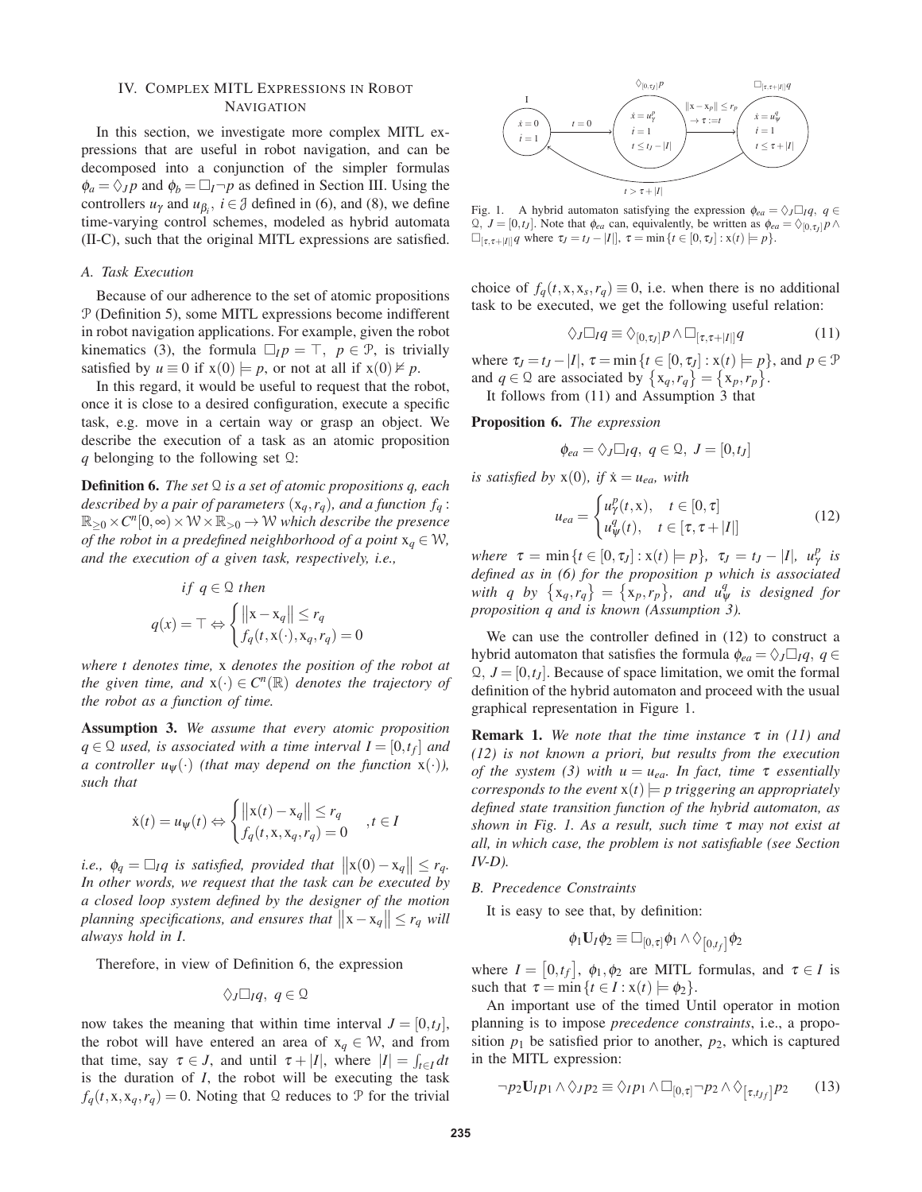## IV. Complex MITL Expressions in Robot Navigation

In this section, we investigate more complex MITL expressions that are useful in robot navigation, and can be decomposed into a conjunction of the simpler formulas $\phi_a = \Diamond_J p$ and $\phi_b = \Box_I \neg p$ as defined in Section III. Using the controllers $u_\gamma$ and $u_{\beta_i}$, $i \in \mathcal{J}$ defined in (6), and (8), we define time-varying control schemes, modeled as hybrid automata (II-C), such that the original MITL expressions are satisfied.

### A. Task Execution

Because of our adherence to the set of atomic propositions $\mathcal{P}$ (Definition 5), some MITL expressions become indifferent in robot navigation applications. For example, given the robot kinematics (3), the formula $\Box_I p = \top$, $p \in \mathcal{P}$, is trivially satisfied by $u \equiv 0$ if $\mathrm{x}(0) \models p$, or not at all if $\mathrm{x}(0) \nvDash p$.

In this regard, it would be useful to request that the robot, once it is close to a desired configuration, execute a specific task, e.g. move in a certain way or grasp an object. We describe the execution of a task as an atomic proposition $q$ belonging to the following set $\mathcal{Q}$:

**Definition 6.** *The set $\mathcal{Q}$ is a set of atomic propositions $q$, each described by a pair of parameters $(\mathrm{x}_q, r_q)$, and a function $f_q : \mathbb{R}_{\geq 0} \times C^n[0,\infty) \times \mathcal{W} \times \mathbb{R}_{>0} \rightarrow \mathcal{W}$ which describe the presence of the robot in a predefined neighborhood of a point $\mathrm{x}_q \in \mathcal{W}$, and the execution of a given task, respectively, i.e.,*

$$\textit{if } q \in \mathcal{Q} \textit{ then}$$
$$q(x) = \top \Leftrightarrow \begin{cases} \left\|\mathrm{x} - \mathrm{x}_q\right\| \leq r_q \\ f_q(t, \mathrm{x}(\cdot), \mathrm{x}_q, r_q) = 0 \end{cases}$$

*where $t$ denotes time, $\mathrm{x}$ denotes the position of the robot at the given time, and $\mathrm{x}(\cdot) \in C^n(\mathbb{R})$ denotes the trajectory of the robot as a function of time.*

**Assumption 3.** *We assume that every atomic proposition $q \in \mathcal{Q}$ used, is associated with a time interval $I = [0, t_f]$ and a controller $u_\psi(\cdot)$ (that may depend on the function $\mathrm{x}(\cdot)$), such that*

$$\dot{\mathrm{x}}(t) = u_\psi(t) \Leftrightarrow \begin{cases} \left\|\mathrm{x}(t) - \mathrm{x}_q\right\| \leq r_q \\ f_q(t, \mathrm{x}, \mathrm{x}_q, r_q) = 0 \end{cases}, t \in I$$

*i.e., $\phi_q = \Box_I q$ is satisfied, provided that $\left\|\mathrm{x}(0) - \mathrm{x}_q\right\| \leq r_q$. In other words, we request that the task can be executed by a closed loop system defined by the designer of the motion planning specifications, and ensures that $\left\|\mathrm{x} - \mathrm{x}_q\right\| \leq r_q$ will always hold in $I$.*

Therefore, in view of Definition 6, the expression

$$\Diamond_J \Box_I q, \; q \in \mathcal{Q}$$

now takes the meaning that within time interval $J = [0, t_J]$, the robot will have entered an area of $\mathrm{x}_q \in \mathcal{W}$, and from that time, say $\tau \in J$, and until $\tau + |I|$, where $|I| = \int_{t \in I} dt$ is the duration of $I$, the robot will be executing the task $f_q(t, \mathrm{x}, \mathrm{x}_q, r_q) = 0$. Noting that $\mathcal{Q}$ reduces to $\mathcal{P}$ for the trivial choice of $f_q(t, \mathrm{x}, \mathrm{x}_s, r_q) \equiv 0$, i.e. when there is no additional task to be executed, we get the following useful relation:

$$\Diamond_J \Box_I q \equiv \Diamond_{[0,\tau_J]} p \wedge \Box_{[\tau, \tau+|I|]} q \tag{11}$$

where $\tau_J = t_J - |I|$, $\tau = \min\{t \in [0, \tau_J] : \mathrm{x}(t) \models p\}$, and $p \in \mathcal{P}$ and $q \in \mathcal{Q}$ are associated by $\{\mathrm{x}_q, r_q\} = \{\mathrm{x}_p, r_p\}$.

It follows from (11) and Assumption 3 that

**Proposition 6.** *The expression*

$$\phi_{ea} = \Diamond_J \Box_I q, \; q \in \mathcal{Q}, \; J = [0, t_J]$$

*is satisfied by $\mathrm{x}(0)$, if $\dot{\mathrm{x}} = u_{ea}$, with*

$$u_{ea} = \begin{cases} u_\gamma^p(t, \mathrm{x}), & t \in [0, \tau] \\ u_\psi^q(t), & t \in [\tau, \tau + |I|] \end{cases} \tag{12}$$

*where $\tau = \min\{t \in [0, \tau_J] : \mathrm{x}(t) \models p\}$, $\tau_J = t_J - |I|$, $u_\gamma^p$ is defined as in (6) for the proposition $p$ which is associated with $q$ by $\{\mathrm{x}_q, r_q\} = \{\mathrm{x}_p, r_p\}$, and $u_\psi^q$ is designed for proposition $q$ and is known (Assumption 3).*

We can use the controller defined in (12) to construct a hybrid automaton that satisfies the formula $\phi_{ea} = \Diamond_J \Box_I q$, $q \in \mathcal{Q}$, $J = [0, t_J]$. Because of space limitation, we omit the formal definition of the hybrid automaton and proceed with the usual graphical representation in Figure 1.

I

$\dot{x} = 0$

$i = 1$

$t = 0$

$\Diamond_{[0,\tau_J]} p$

$\dot{x} = u_\gamma^p$

$i = 1$

$t \leq t_J - |I|$

$\|\mathrm{x} - \mathrm{x}_p\| \leq r_p$

$\rightarrow \tau := t$

$\Box_{[\tau,\tau+|I|]} q$

$\dot{x} = u_\psi^q$

$i = 1$

$t \leq \tau + |I|$

$t > \tau + |I|$

Fig. 1. A hybrid automaton satisfying the expression $\phi_{ea} = \Diamond_J \Box_I q$, $q \in \mathcal{Q}$, $J = [0, t_J]$. Note that $\phi_{ea}$ can, equivalently, be written as $\phi_{ea} = \Diamond_{[0,\tau_J]} p \wedge \Box_{[\tau,\tau+|I|]} q$ where $\tau_J = t_J - |I|]$, $\tau = \min\{t \in [0, \tau_J] : \mathrm{x}(t) \models p\}$.

**Remark 1.** *We note that the time instance $\tau$ in (11) and (12) is not known a priori, but results from the execution of the system (3) with $u = u_{ea}$. In fact, time $\tau$ essentially corresponds to the event $\mathrm{x}(t) \models p$ triggering an appropriately defined state transition function of the hybrid automaton, as shown in Fig. 1. As a result, such time $\tau$ may not exist at all, in which case, the problem is not satisfiable (see Section IV-D).*

### B. Precedence Constraints

It is easy to see that, by definition:

$$\phi_1 \mathbf{U}_I \phi_2 \equiv \Box_{[0,\tau]} \phi_1 \wedge \Diamond_{[0,t_f]} \phi_2$$

where $I = [0, t_f]$, $\phi_1, \phi_2$ are MITL formulas, and $\tau \in I$ is such that $\tau = \min\{t \in I : \mathrm{x}(t) \models \phi_2\}$.

An important use of the timed Until operator in motion planning is to impose *precedence constraints*, i.e., a proposition $p_1$ be satisfied prior to another, $p_2$, which is captured in the MITL expression:

$$\neg p_2 \mathbf{U}_I p_1 \wedge \Diamond_J p_2 \equiv \Diamond_I p_1 \wedge \Box_{[0,\tau]} \neg p_2 \wedge \Diamond_{[\tau, t_{J_f}]} p_2 \tag{13}$$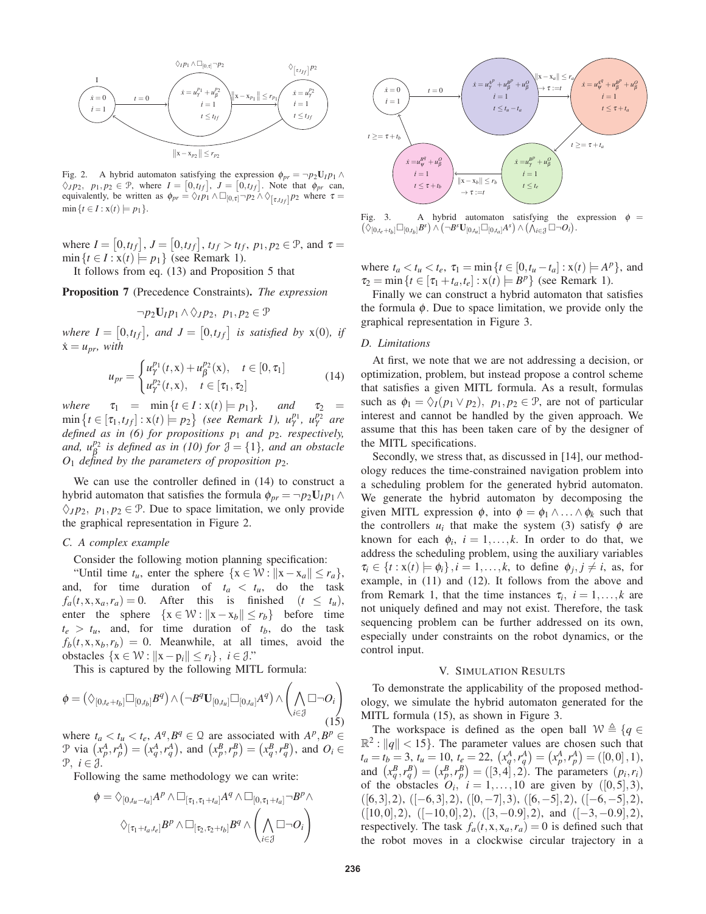Fig. 2. A hybrid automaton satisfying the expression $\phi_{pr} = \neg p_2 \mathbf{U}_I p_1 \wedge \Diamond_J p_2,\ p_1, p_2 \in \mathcal{P}$, where $I = [0, t_{If}],\ J = [0, t_{Jf}]$. Note that $\phi_{pr}$ can, equivalently, be written as $\phi_{pr} = \Diamond_I p_1 \wedge \Box_{[0,\tau]} \neg p_2 \wedge \Diamond_{[\tau, t_{Jf}]} p_2$ where $\tau = \min\{t \in I : \mathrm{x}(t) \models p_1\}$.

where $I = [0, t_{If}],\ J = [0, t_{Jf}],\ t_{Jf} > t_{If},\ p_1, p_2 \in \mathcal{P}$, and $\tau = \min\{t \in I : \mathrm{x}(t) \models p_1\}$ (see Remark 1).

It follows from eq. (13) and Proposition 5 that

**Proposition 7** (Precedence Constraints). *The expression*

$$\neg p_2 \mathbf{U}_I p_1 \wedge \Diamond_J p_2,\ p_1, p_2 \in \mathcal{P}$$

*where $I = [0, t_{If}]$, and $J = [0, t_{Jf}]$ is satisfied by $\mathrm{x}(0)$, if $\dot{\mathrm{x}} = u_{pr}$, with*

$$u_{pr} = \begin{cases} u_\gamma^{p_1}(t, \mathrm{x}) + u_\beta^{p_2}(\mathrm{x}), & t \in [0, \tau_1] \\ u_\gamma^{p_2}(t, \mathrm{x}), & t \in [\tau_1, \tau_2] \end{cases} \tag{14}$$

*where $\tau_1 = \min\{t \in I : \mathrm{x}(t) \models p_1\}$, and $\tau_2 = \min\{t \in [\tau_1, t_{Jf}] : \mathrm{x}(t) \models p_2\}$ (see Remark 1), $u_\gamma^{p_1}$, $u_\gamma^{p_2}$ are defined as in (6) for propositions $p_1$ and $p_2$. respectively, and, $u_\beta^{p_2}$ is defined as in (10) for $\mathcal{J} = \{1\}$, and an obstacle $O_1$ defined by the parameters of proposition $p_2$.*

We can use the controller defined in (14) to construct a hybrid automaton that satisfies the formula $\phi_{pr} = \neg p_2 \mathbf{U}_I p_1 \wedge \Diamond_J p_2,\ p_1, p_2 \in \mathcal{P}$. Due to space limitation, we only provide the graphical representation in Figure 2.

### C. A complex example

Consider the following motion planning specification:

"Until time $t_u$, enter the sphere $\{\mathrm{x} \in \mathcal{W} : \|\mathrm{x} - \mathrm{x}_a\| \le r_a\}$, and, for time duration of $t_a < t_u$, do the task $f_a(t, \mathrm{x}, \mathrm{x}_a, r_a) = 0$. After this is finished $(t \le t_u)$, enter the sphere $\{\mathrm{x} \in \mathcal{W} : \|\mathrm{x} - \mathrm{x}_b\| \le r_b\}$ before time $t_e > t_u$, and, for time duration of $t_b$, do the task $f_b(t, \mathrm{x}, \mathrm{x}_b, r_b) = 0$. Meanwhile, at all times, avoid the obstacles $\{\mathrm{x} \in \mathcal{W} : \|\mathrm{x} - \mathrm{p}_i\| \le r_i\},\ i \in \mathcal{J}$."

This is captured by the following MITL formula:

$$\phi = \left(\Diamond_{[0, t_e + t_b]} \Box_{[0, t_b]} B^q\right) \wedge \left(\neg B^q \mathbf{U}_{[0, t_u]} \Box_{[0, t_a]} A^q\right) \wedge \left(\bigwedge_{i \in \mathcal{J}} \Box \neg O_i\right) \tag{15}$$

where $t_a < t_u < t_e$, $A^q, B^q \in \mathcal{Q}$ are associated with $A^p, B^p \in \mathcal{P}$ via $(x_p^A, r_p^A) = (x_q^A, r_q^A)$, and $(x_p^B, r_p^B) = (x_q^B, r_q^B)$, and $O_i \in \mathcal{P},\ i \in \mathcal{J}$.

Following the same methodology we can write:

$$\phi = \Diamond_{[0, t_u - t_a]} A^p \wedge \Box_{[\tau_1, \tau_1 + t_a]} A^q \wedge \Box_{[0, \tau_1 + t_a]} \neg B^p \wedge \Diamond_{[\tau_1 + t_a, t_e]} B^p \wedge \Box_{[\tau_2, \tau_2 + t_b]} B^q \wedge \left(\bigwedge_{i \in \mathcal{J}} \Box \neg O_i\right)$$

Fig. 3. A hybrid automaton satisfying the expression $\phi = \left(\Diamond_{[0, t_e + t_b]} \Box_{[0, t_b]} B^s\right) \wedge \left(\neg B^s \mathbf{U}_{[0, t_u]} \Box_{[0, t_a]} A^s\right) \wedge \left(\bigwedge_{i \in \mathcal{J}} \Box \neg O_i\right)$.

where $t_a < t_u < t_e$, $\tau_1 = \min\{t \in [0, t_u - t_a] : \mathrm{x}(t) \models A^p\}$, and $\tau_2 = \min\{t \in [\tau_1 + t_a, t_e] : \mathrm{x}(t) \models B^p\}$ (see Remark 1).

Finally we can construct a hybrid automaton that satisfies the formula $\phi$. Due to space limitation, we provide only the graphical representation in Figure 3.

### D. Limitations

At first, we note that we are not addressing a decision, or optimization, problem, but instead propose a control scheme that satisfies a given MITL formula. As a result, formulas such as $\phi_1 = \Diamond_I (p_1 \vee p_2),\ p_1, p_2 \in \mathcal{P}$, are not of particular interest and cannot be handled by the given approach. We assume that this has been taken care of by the designer of the MITL specifications.

Secondly, we stress that, as discussed in [14], our methodology reduces the time-constrained navigation problem into a scheduling problem for the generated hybrid automaton. We generate the hybrid automaton by decomposing the given MITL expression $\phi$, into $\phi = \phi_1 \wedge \ldots \wedge \phi_k$ such that the controllers $u_i$ that make the system (3) satisfy $\phi$ are known for each $\phi_i,\ i = 1, \ldots, k$. In order to do that, we address the scheduling problem, using the auxiliary variables $\tau_i \in \{t : \mathrm{x}(t) \models \phi_i\}, i = 1, \ldots, k$, to define $\phi_j, j \ne i$, as, for example, in (11) and (12). It follows from the above and from Remark 1, that the time instances $\tau_i,\ i = 1, \ldots, k$ are not uniquely defined and may not exist. Therefore, the task sequencing problem can be further addressed on its own, especially under constraints on the robot dynamics, or the control input.

## V. Simulation Results

To demonstrate the applicability of the proposed methodology, we simulate the hybrid automaton generated for the MITL formula (15), as shown in Figure 3.

The workspace is defined as the open ball $\mathcal{W} \triangleq \{q \in \mathbb{R}^2 : \|q\| < 15\}$. The parameter values are chosen such that $t_a = t_b = 3$, $t_u = 10$, $t_e = 22$, $(x_q^A, r_q^A) = (x_p^A, r_p^A) = ([0, 0], 1)$, and $(x_q^B, r_q^B) = (x_p^B, r_p^B) = ([3, 4], 2)$. The parameters $(p_i, r_i)$ of the obstacles $O_i,\ i = 1, \ldots, 10$ are given by $([0, 5], 3)$, $([6, 3], 2)$, $([-6, 3], 2)$, $([0, -7], 3)$, $([6, -5], 2)$, $([-6, -5], 2)$, $([10, 0], 2)$, $([-10, 0], 2)$, $([3, -0.9], 2)$, and $([-3, -0.9], 2)$, respectively. The task $f_a(t, \mathrm{x}, \mathrm{x}_a, r_a) = 0$ is defined such that the robot moves in a clockwise circular trajectory in a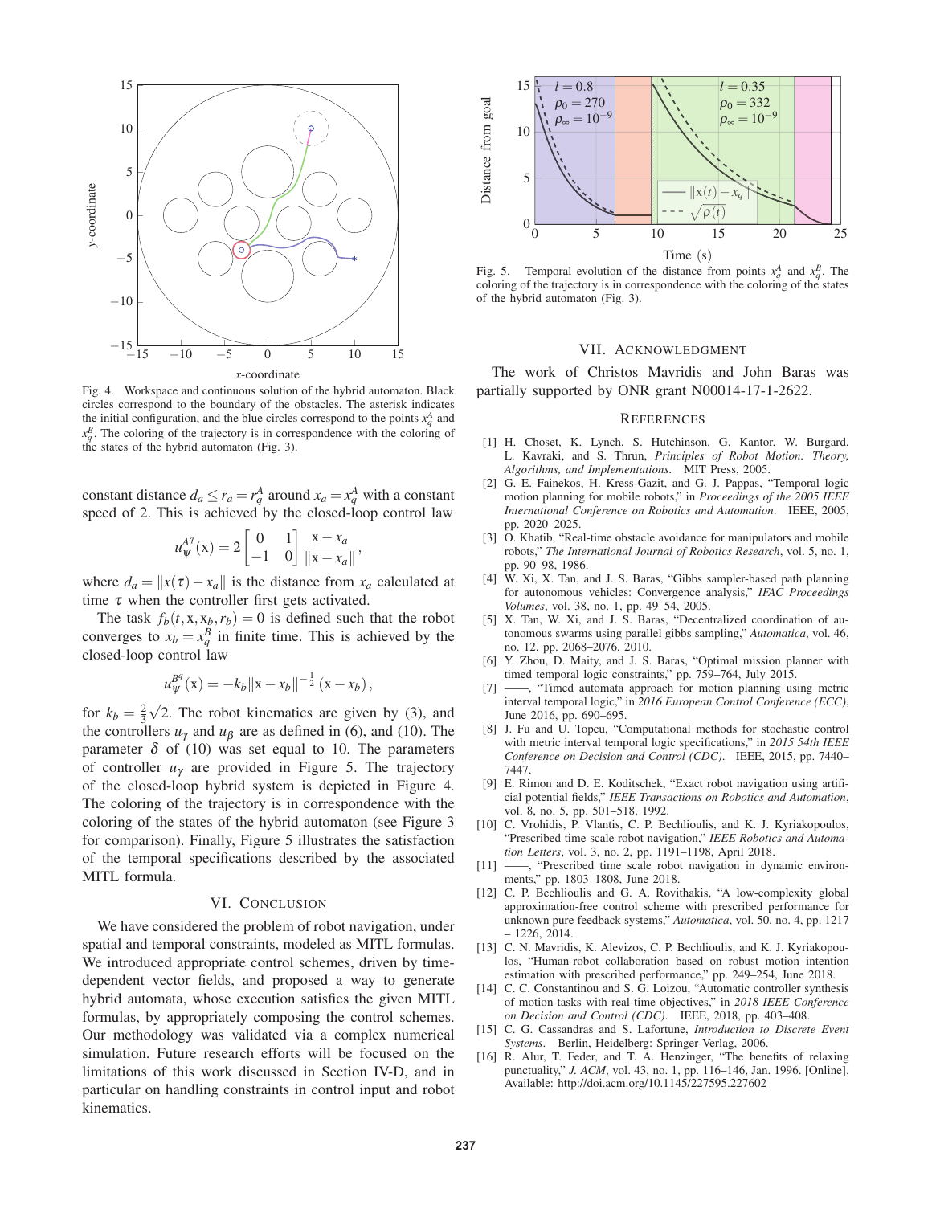15
10
5
0
−5
−10
−15
−15 −10 −5 0 5 10 15
$x$-coordinate
$y$-coordinate

Fig. 4. Workspace and continuous solution of the hybrid automaton. Black circles correspond to the boundary of the obstacles. The asterisk indicates the initial configuration, and the blue circles correspond to the points $x_q^A$ and $x_q^B$. The coloring of the trajectory is in correspondence with the coloring of the states of the hybrid automaton (Fig. 3).

constant distance $d_a \leq r_a = r_q^A$ around $x_a = x_q^A$ with a constant speed of 2. This is achieved by the closed-loop control law

$$u_{\Psi}^{A^q}(\mathrm{x}) = 2\begin{bmatrix} 0 & 1 \\ -1 & 0 \end{bmatrix} \frac{\mathrm{x}-x_a}{\|\mathrm{x}-x_a\|},$$

where $d_a = \|x(\tau) - x_a\|$ is the distance from $x_a$ calculated at time $\tau$ when the controller first gets activated.

The task $f_b(t, \mathrm{x}, \mathrm{x}_b, r_b) = 0$ is defined such that the robot converges to $x_b = x_q^B$ in finite time. This is achieved by the closed-loop control law

$$u_{\Psi}^{B^q}(\mathrm{x}) = -k_b\|\mathrm{x}-x_b\|^{-\frac{1}{2}}(\mathrm{x}-x_b),$$

for $k_b = \frac{2}{3}\sqrt{2}$. The robot kinematics are given by (3), and the controllers $u_\gamma$ and $u_\beta$ are as defined in (6), and (10). The parameter $\delta$ of (10) was set equal to 10. The parameters of controller $u_\gamma$ are provided in Figure 5. The trajectory of the closed-loop hybrid system is depicted in Figure 4. The coloring of the trajectory is in correspondence with the coloring of the states of the hybrid automaton (see Figure 3 for comparison). Finally, Figure 5 illustrates the satisfaction of the temporal specifications described by the associated MITL formula.

## VI. Conclusion

We have considered the problem of robot navigation, under spatial and temporal constraints, modeled as MITL formulas. We introduced appropriate control schemes, driven by time-dependent vector fields, and proposed a way to generate hybrid automata, whose execution satisfies the given MITL formulas, by appropriately composing the control schemes. Our methodology was validated via a complex numerical simulation. Future research efforts will be focused on the limitations of this work discussed in Section IV-D, and in particular on handling constraints in control input and robot kinematics.

$l = 0.8$
$\rho_0 = 270$
$\rho_\infty = 10^{-9}$
$l = 0.35$
$\rho_0 = 332$
$\rho_\infty = 10^{-9}$
$\|x(t) - x_q\|$
$\sqrt{\rho(t)}$
15
10
5
0
0 5 10 15 20 25
Time (s)
Distance from goal

Fig. 5. Temporal evolution of the distance from points $x_q^A$ and $x_q^B$. The coloring of the trajectory is in correspondence with the coloring of the states of the hybrid automaton (Fig. 3).

## VII. Acknowledgment

The work of Christos Mavridis and John Baras was partially supported by ONR grant N00014-17-1-2622.

## References

[1] H. Choset, K. Lynch, S. Hutchinson, G. Kantor, W. Burgard, L. Kavraki, and S. Thrun, *Principles of Robot Motion: Theory, Algorithms, and Implementations*. MIT Press, 2005.

[2] G. E. Fainekos, H. Kress-Gazit, and G. J. Pappas, "Temporal logic motion planning for mobile robots," in *Proceedings of the 2005 IEEE International Conference on Robotics and Automation*. IEEE, 2005, pp. 2020–2025.

[3] O. Khatib, "Real-time obstacle avoidance for manipulators and mobile robots," *The International Journal of Robotics Research*, vol. 5, no. 1, pp. 90–98, 1986.

[4] W. Xi, X. Tan, and J. S. Baras, "Gibbs sampler-based path planning for autonomous vehicles: Convergence analysis," *IFAC Proceedings Volumes*, vol. 38, no. 1, pp. 49–54, 2005.

[5] X. Tan, W. Xi, and J. S. Baras, "Decentralized coordination of autonomous swarms using parallel gibbs sampling," *Automatica*, vol. 46, no. 12, pp. 2068–2076, 2010.

[6] Y. Zhou, D. Maity, and J. S. Baras, "Optimal mission planner with timed temporal logic constraints," pp. 759–764, July 2015.

[7] ——, "Timed automata approach for motion planning using metric interval temporal logic," in *2016 European Control Conference (ECC)*, June 2016, pp. 690–695.

[8] J. Fu and U. Topcu, "Computational methods for stochastic control with metric interval temporal logic specifications," in *2015 54th IEEE Conference on Decision and Control (CDC)*. IEEE, 2015, pp. 7440–7447.

[9] E. Rimon and D. E. Koditschek, "Exact robot navigation using artificial potential fields," *IEEE Transactions on Robotics and Automation*, vol. 8, no. 5, pp. 501–518, 1992.

[10] C. Vrohidis, P. Vlantis, C. P. Bechlioulis, and K. J. Kyriakopoulos, "Prescribed time scale robot navigation," *IEEE Robotics and Automation Letters*, vol. 3, no. 2, pp. 1191–1198, April 2018.

[11] ——, "Prescribed time scale robot navigation in dynamic environments," pp. 1803–1808, June 2018.

[12] C. P. Bechlioulis and G. A. Rovithakis, "A low-complexity global approximation-free control scheme with prescribed performance for unknown pure feedback systems," *Automatica*, vol. 50, no. 4, pp. 1217 – 1226, 2014.

[13] C. N. Mavridis, K. Alevizos, C. P. Bechlioulis, and K. J. Kyriakopoulos, "Human-robot collaboration based on robust motion intention estimation with prescribed performance," pp. 249–254, June 2018.

[14] C. C. Constantinou and S. G. Loizou, "Automatic controller synthesis of motion-tasks with real-time objectives," in *2018 IEEE Conference on Decision and Control (CDC)*. IEEE, 2018, pp. 403–408.

[15] C. G. Cassandras and S. Lafortune, *Introduction to Discrete Event Systems*. Berlin, Heidelberg: Springer-Verlag, 2006.

[16] R. Alur, T. Feder, and T. A. Henzinger, "The benefits of relaxing punctuality," *J. ACM*, vol. 43, no. 1, pp. 116–146, Jan. 1996. [Online]. Available: http://doi.acm.org/10.1145/227595.227602